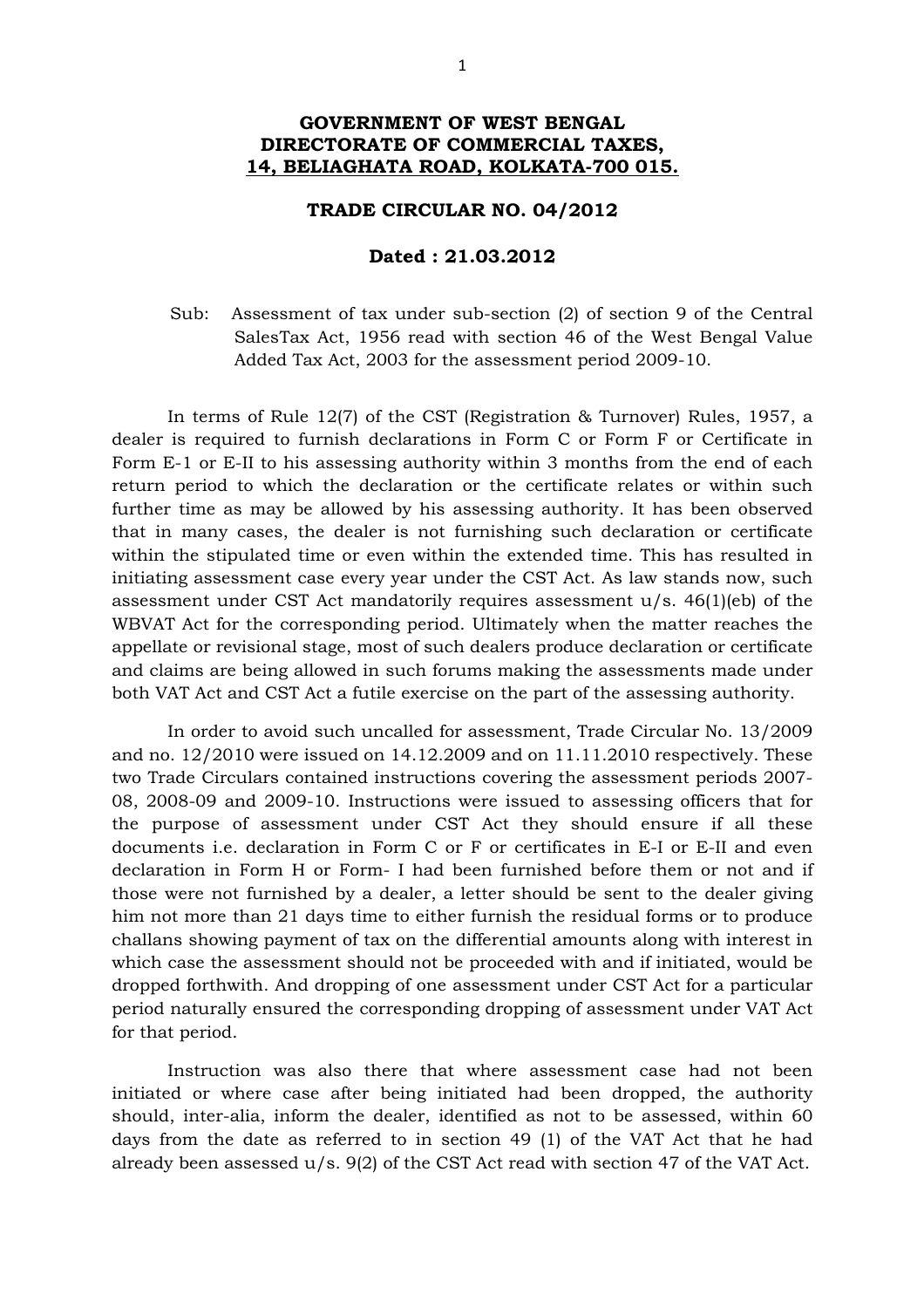**GOVERNMENT OF WEST BENGAL**
**DIRECTORATE OF COMMERCIAL TAXES,**
**14, BELIAGHATA ROAD, KOLKATA-700 015.**

**TRADE CIRCULAR NO. 04/2012**

**Dated : 21.03.2012**

Sub: Assessment of tax under sub-section (2) of section 9 of the Central SalesTax Act, 1956 read with section 46 of the West Bengal Value Added Tax Act, 2003 for the assessment period 2009-10.

In terms of Rule 12(7) of the CST (Registration & Turnover) Rules, 1957, a dealer is required to furnish declarations in Form C or Form F or Certificate in Form E-1 or E-II to his assessing authority within 3 months from the end of each return period to which the declaration or the certificate relates or within such further time as may be allowed by his assessing authority. It has been observed that in many cases, the dealer is not furnishing such declaration or certificate within the stipulated time or even within the extended time. This has resulted in initiating assessment case every year under the CST Act. As law stands now, such assessment under CST Act mandatorily requires assessment u/s. 46(1)(eb) of the WBVAT Act for the corresponding period. Ultimately when the matter reaches the appellate or revisional stage, most of such dealers produce declaration or certificate and claims are being allowed in such forums making the assessments made under both VAT Act and CST Act a futile exercise on the part of the assessing authority.

In order to avoid such uncalled for assessment, Trade Circular No. 13/2009 and no. 12/2010 were issued on 14.12.2009 and on 11.11.2010 respectively. These two Trade Circulars contained instructions covering the assessment periods 2007-08, 2008-09 and 2009-10. Instructions were issued to assessing officers that for the purpose of assessment under CST Act they should ensure if all these documents i.e. declaration in Form C or F or certificates in E-I or E-II and even declaration in Form H or Form- I had been furnished before them or not and if those were not furnished by a dealer, a letter should be sent to the dealer giving him not more than 21 days time to either furnish the residual forms or to produce challans showing payment of tax on the differential amounts along with interest in which case the assessment should not be proceeded with and if initiated, would be dropped forthwith. And dropping of one assessment under CST Act for a particular period naturally ensured the corresponding dropping of assessment under VAT Act for that period.

Instruction was also there that where assessment case had not been initiated or where case after being initiated had been dropped, the authority should, inter-alia, inform the dealer, identified as not to be assessed, within 60 days from the date as referred to in section 49 (1) of the VAT Act that he had already been assessed u/s. 9(2) of the CST Act read with section 47 of the VAT Act.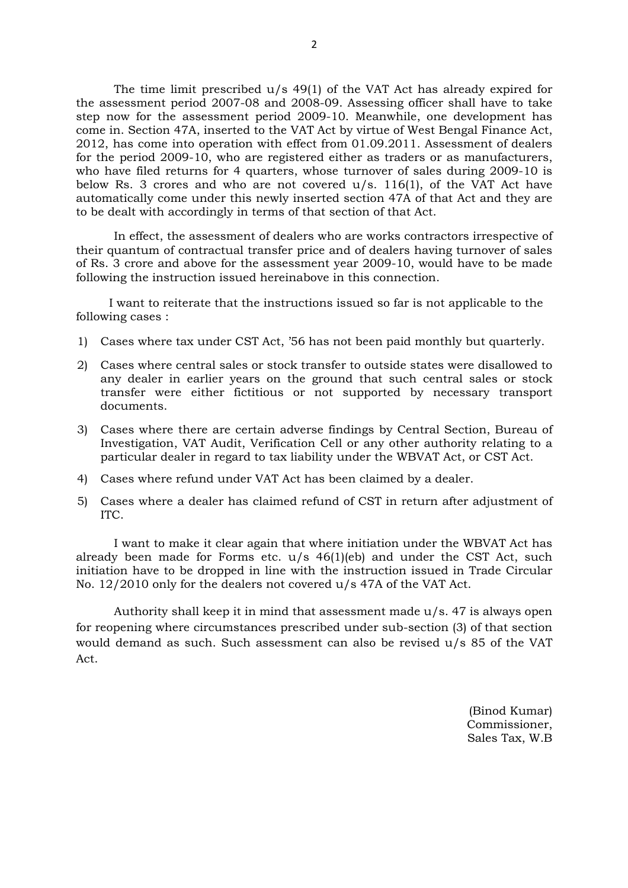The time limit prescribed u/s 49(1) of the VAT Act has already expired for the assessment period 2007-08 and 2008-09. Assessing officer shall have to take step now for the assessment period 2009-10. Meanwhile, one development has come in. Section 47A, inserted to the VAT Act by virtue of West Bengal Finance Act, 2012, has come into operation with effect from 01.09.2011. Assessment of dealers for the period 2009-10, who are registered either as traders or as manufacturers, who have filed returns for 4 quarters, whose turnover of sales during 2009-10 is below Rs. 3 crores and who are not covered u/s. 116(1), of the VAT Act have automatically come under this newly inserted section 47A of that Act and they are to be dealt with accordingly in terms of that section of that Act.

In effect, the assessment of dealers who are works contractors irrespective of their quantum of contractual transfer price and of dealers having turnover of sales of Rs. 3 crore and above for the assessment year 2009-10, would have to be made following the instruction issued hereinabove in this connection.

I want to reiterate that the instructions issued so far is not applicable to the following cases :

1) Cases where tax under CST Act, '56 has not been paid monthly but quarterly.
2) Cases where central sales or stock transfer to outside states were disallowed to any dealer in earlier years on the ground that such central sales or stock transfer were either fictitious or not supported by necessary transport documents.
3) Cases where there are certain adverse findings by Central Section, Bureau of Investigation, VAT Audit, Verification Cell or any other authority relating to a particular dealer in regard to tax liability under the WBVAT Act, or CST Act.
4) Cases where refund under VAT Act has been claimed by a dealer.
5) Cases where a dealer has claimed refund of CST in return after adjustment of ITC.

I want to make it clear again that where initiation under the WBVAT Act has already been made for Forms etc. u/s 46(1)(eb) and under the CST Act, such initiation have to be dropped in line with the instruction issued in Trade Circular No. 12/2010 only for the dealers not covered u/s 47A of the VAT Act.

Authority shall keep it in mind that assessment made u/s. 47 is always open for reopening where circumstances prescribed under sub-section (3) of that section would demand as such. Such assessment can also be revised u/s 85 of the VAT Act.

(Binod Kumar)
Commissioner,
Sales Tax, W.B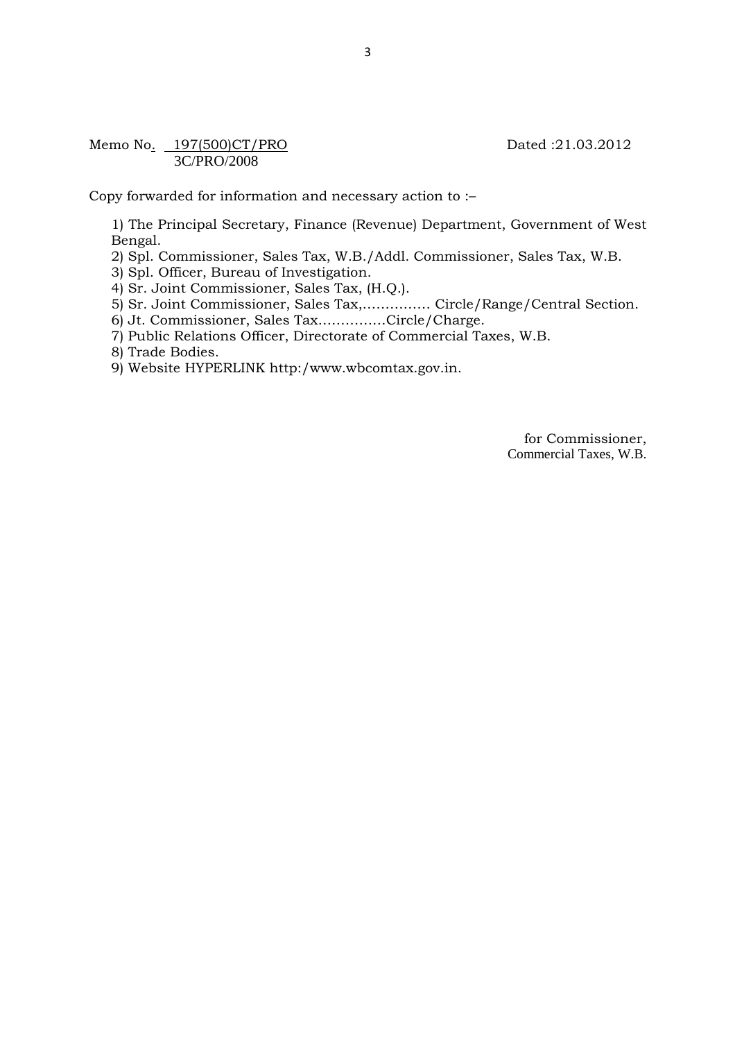Memo No. 197(500)CT/PRO
3C/PRO/2008

Dated :21.03.2012

Copy forwarded for information and necessary action to :–

1) The Principal Secretary, Finance (Revenue) Department, Government of West Bengal.
2) Spl. Commissioner, Sales Tax, W.B./Addl. Commissioner, Sales Tax, W.B.
3) Spl. Officer, Bureau of Investigation.
4) Sr. Joint Commissioner, Sales Tax, (H.Q.).
5) Sr. Joint Commissioner, Sales Tax,…………… Circle/Range/Central Section.
6) Jt. Commissioner, Sales Tax…………..Circle/Charge.
7) Public Relations Officer, Directorate of Commercial Taxes, W.B.
8) Trade Bodies.
9) Website HYPERLINK http:/www.wbcomtax.gov.in.

for Commissioner,
Commercial Taxes, W.B.